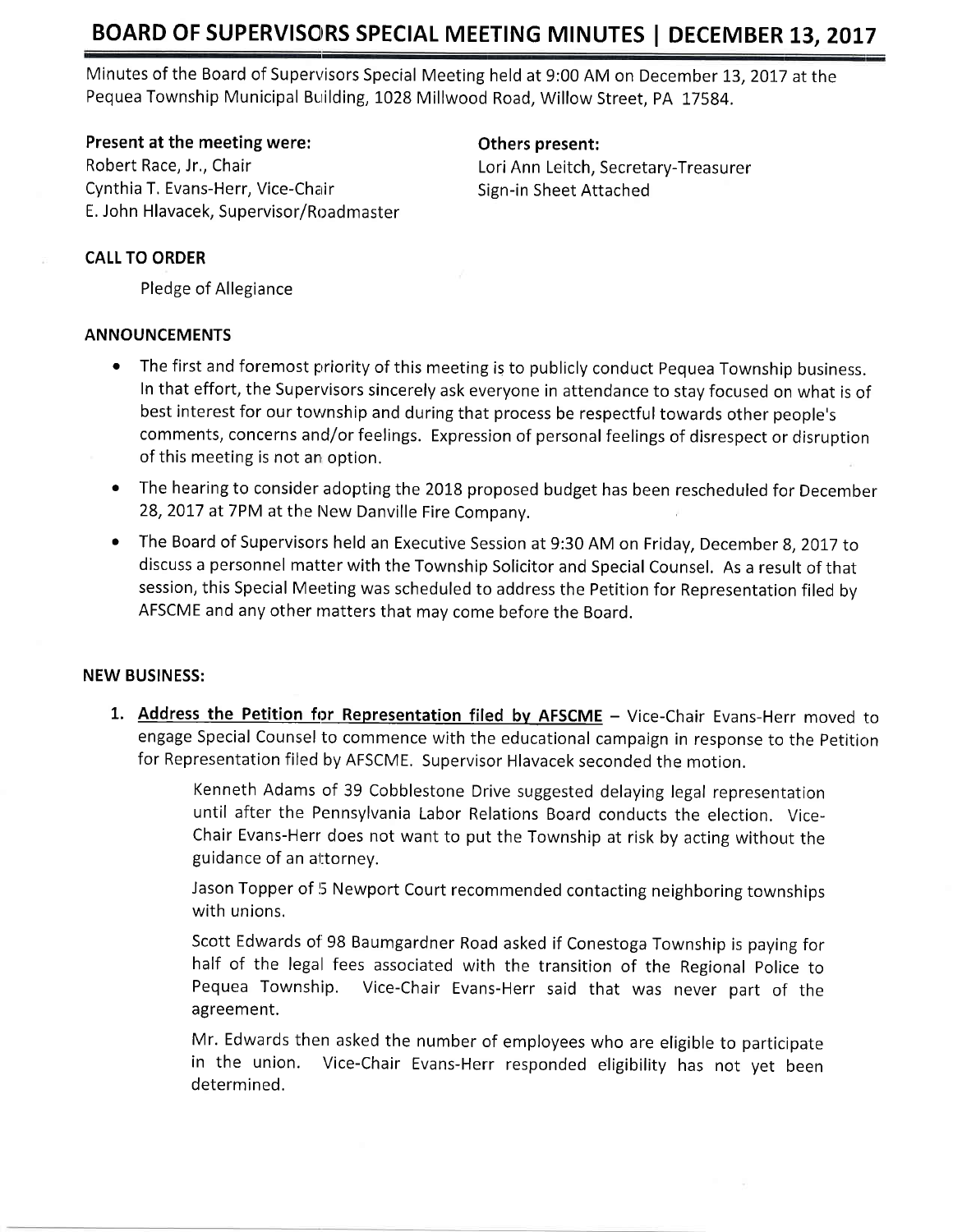# BOARD OF SUPERVISORS SPECIAL MEETING MINUTES | DECEMBER 13, 2017

Minutes of the Board of Supervisors Special Meeting held at 9:00 AM on December 13, 2017 at the Pequea Township Municipal Building, 1028 Millwood Road, Willow Street, PA 17584.

**Present at the meeting were:**
Robert Race, Jr., Chair
Cynthia T. Evans-Herr, Vice-Chair
E. John Hlavacek, Supervisor/Roadmaster

**Others present:**
Lori Ann Leitch, Secretary-Treasurer
Sign-in Sheet Attached

**CALL TO ORDER**

Pledge of Allegiance

**ANNOUNCEMENTS**

- The first and foremost priority of this meeting is to publicly conduct Pequea Township business. In that effort, the Supervisors sincerely ask everyone in attendance to stay focused on what is of best interest for our township and during that process be respectful towards other people's comments, concerns and/or feelings. Expression of personal feelings of disrespect or disruption of this meeting is not an option.
- The hearing to consider adopting the 2018 proposed budget has been rescheduled for December 28, 2017 at 7PM at the New Danville Fire Company.
- The Board of Supervisors held an Executive Session at 9:30 AM on Friday, December 8, 2017 to discuss a personnel matter with the Township Solicitor and Special Counsel. As a result of that session, this Special Meeting was scheduled to address the Petition for Representation filed by AFSCME and any other matters that may come before the Board.

**NEW BUSINESS:**

1. **Address the Petition for Representation filed by AFSCME** – Vice-Chair Evans-Herr moved to engage Special Counsel to commence with the educational campaign in response to the Petition for Representation filed by AFSCME. Supervisor Hlavacek seconded the motion.

   Kenneth Adams of 39 Cobblestone Drive suggested delaying legal representation until after the Pennsylvania Labor Relations Board conducts the election. Vice-Chair Evans-Herr does not want to put the Township at risk by acting without the guidance of an attorney.

   Jason Topper of 5 Newport Court recommended contacting neighboring townships with unions.

   Scott Edwards of 98 Baumgardner Road asked if Conestoga Township is paying for half of the legal fees associated with the transition of the Regional Police to Pequea Township. Vice-Chair Evans-Herr said that was never part of the agreement.

   Mr. Edwards then asked the number of employees who are eligible to participate in the union. Vice-Chair Evans-Herr responded eligibility has not yet been determined.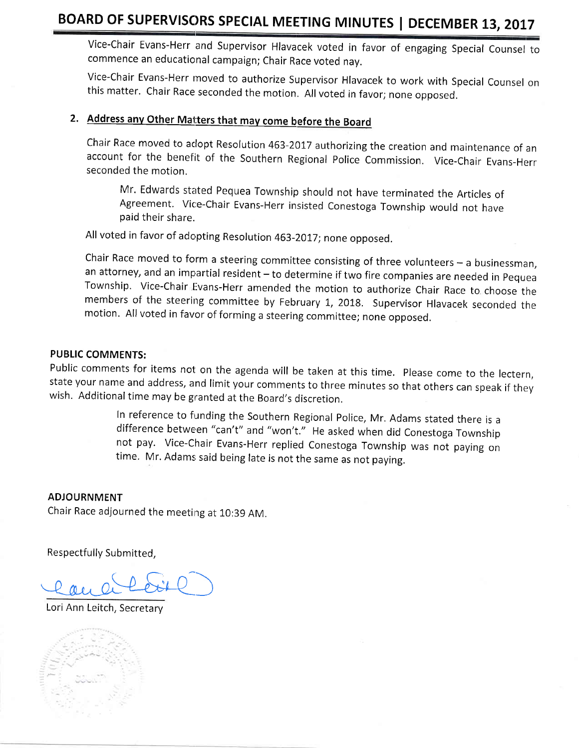Vice-Chair Evans-Herr and Supervisor Hlavacek voted in favor of engaging Special Counsel to commence an educational campaign; Chair Race voted nay.

Vice-Chair Evans-Herr moved to authorize Supervisor Hlavacek to work with Special Counsel on this matter. Chair Race seconded the motion. All voted in favor; none opposed.

2. **Address any Other Matters that may come before the Board**

Chair Race moved to adopt Resolution 463-2017 authorizing the creation and maintenance of an account for the benefit of the Southern Regional Police Commission. Vice-Chair Evans-Herr seconded the motion.

> Mr. Edwards stated Pequea Township should not have terminated the Articles of Agreement. Vice-Chair Evans-Herr insisted Conestoga Township would not have paid their share.

All voted in favor of adopting Resolution 463-2017; none opposed.

Chair Race moved to form a steering committee consisting of three volunteers – a businessman, an attorney, and an impartial resident – to determine if two fire companies are needed in Pequea Township. Vice-Chair Evans-Herr amended the motion to authorize Chair Race to choose the members of the steering committee by February 1, 2018. Supervisor Hlavacek seconded the motion. All voted in favor of forming a steering committee; none opposed.

**PUBLIC COMMENTS:**

Public comments for items not on the agenda will be taken at this time. Please come to the lectern, state your name and address, and limit your comments to three minutes so that others can speak if they wish. Additional time may be granted at the Board's discretion.

> In reference to funding the Southern Regional Police, Mr. Adams stated there is a difference between "can't" and "won't." He asked when did Conestoga Township not pay. Vice-Chair Evans-Herr replied Conestoga Township was not paying on time. Mr. Adams said being late is not the same as not paying.

**ADJOURNMENT**

Chair Race adjourned the meeting at 10:39 AM.

Respectfully Submitted,

Lori Ann Leitch, Secretary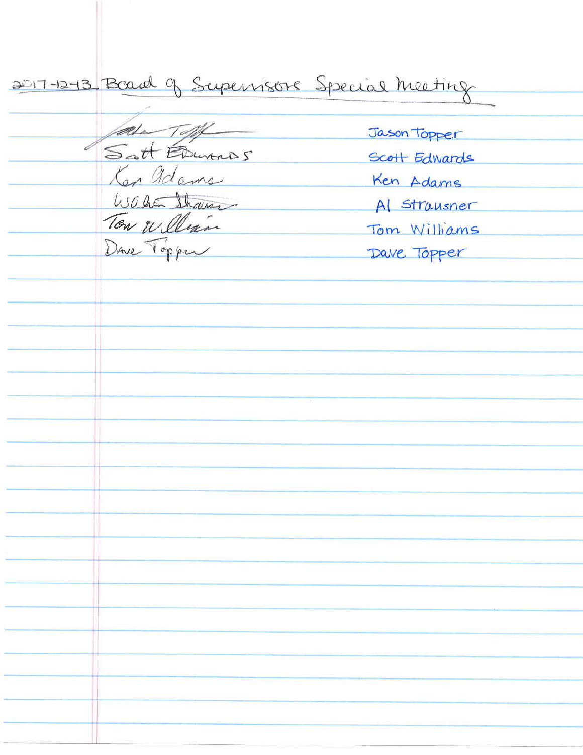2017-12-13 Board of Supervisors Special Meeting

| Signature | Printed Name |
| --- | --- |
| Jason Topper | Jason Topper |
| Scott Edwards | Scott Edwards |
| Ken Adams | Ken Adams |
| Walter Strausner | Al Strausner |
| Tom Williams | Tom Williams |
| Dave Topper | Dave Topper |